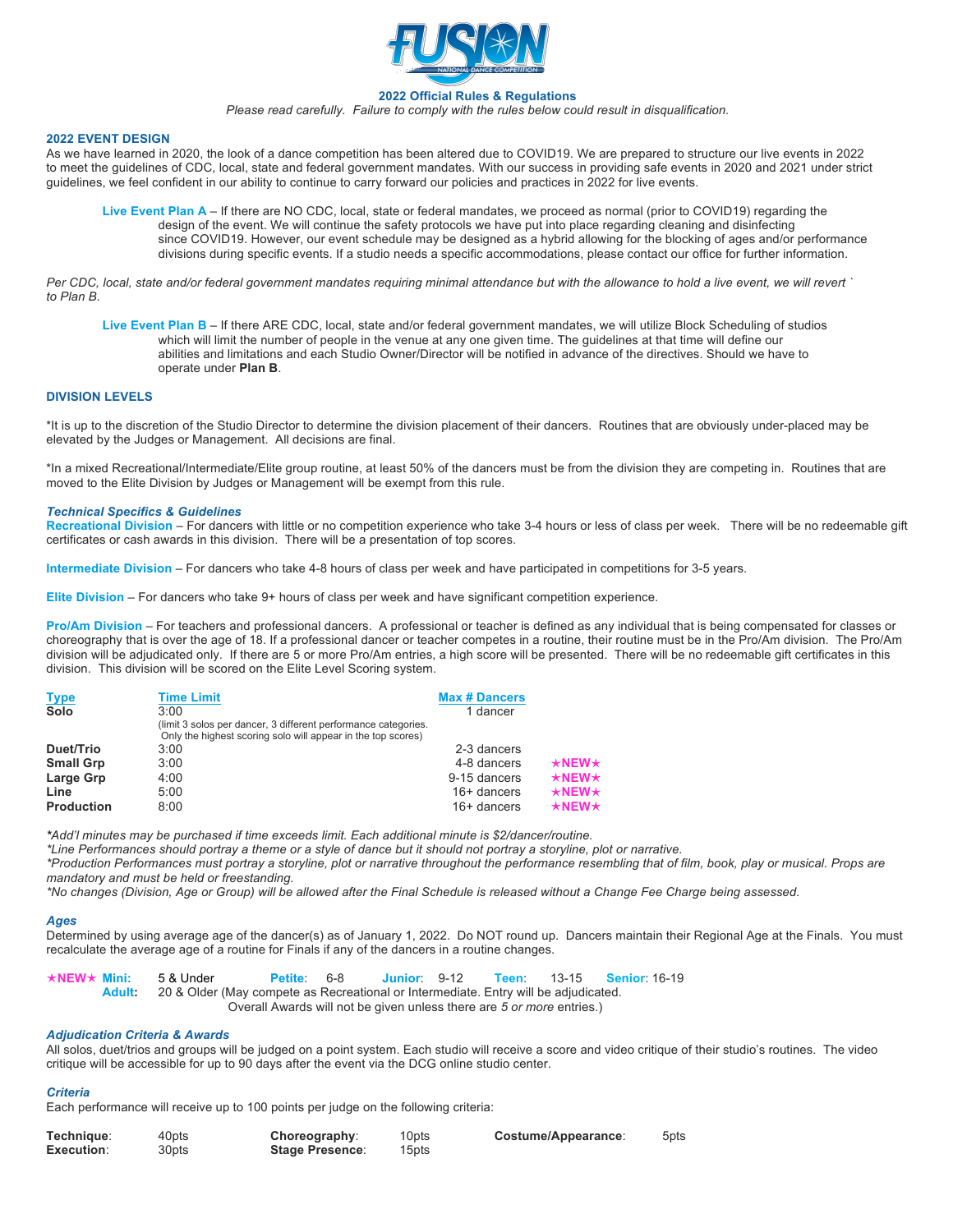# 2022 Official Rules & Regulations

*Please read carefully. Failure to comply with the rules below could result in disqualification.*

## 2022 EVENT DESIGN

As we have learned in 2020, the look of a dance competition has been altered due to COVID19. We are prepared to structure our live events in 2022 to meet the guidelines of CDC, local, state and federal government mandates. With our success in providing safe events in 2020 and 2021 under strict guidelines, we feel confident in our ability to continue to carry forward our policies and practices in 2022 for live events.

**Live Event Plan A** – If there are NO CDC, local, state or federal mandates, we proceed as normal (prior to COVID19) regarding the design of the event. We will continue the safety protocols we have put into place regarding cleaning and disinfecting since COVID19. However, our event schedule may be designed as a hybrid allowing for the blocking of ages and/or performance divisions during specific events. If a studio needs a specific accommodations, please contact our office for further information.

*Per CDC, local, state and/or federal government mandates requiring minimal attendance but with the allowance to hold a live event, we will revert ` to Plan B.*

**Live Event Plan B** – If there ARE CDC, local, state and/or federal government mandates, we will utilize Block Scheduling of studios which will limit the number of people in the venue at any one given time. The guidelines at that time will define our abilities and limitations and each Studio Owner/Director will be notified in advance of the directives. Should we have to operate under **Plan B**.

## DIVISION LEVELS

*It is up to the discretion of the Studio Director to determine the division placement of their dancers. Routines that are obviously under-placed may be elevated by the Judges or Management. All decisions are final.

*In a mixed Recreational/Intermediate/Elite group routine, at least 50% of the dancers must be from the division they are competing in. Routines that are moved to the Elite Division by Judges or Management will be exempt from this rule.

### *Technical Specifics & Guidelines*

**Recreational Division** – For dancers with little or no competition experience who take 3-4 hours or less of class per week. There will be no redeemable gift certificates or cash awards in this division. There will be a presentation of top scores.

**Intermediate Division** – For dancers who take 4-8 hours of class per week and have participated in competitions for 3-5 years.

**Elite Division** – For dancers who take 9+ hours of class per week and have significant competition experience.

**Pro/Am Division** – For teachers and professional dancers. A professional or teacher is defined as any individual that is being compensated for classes or choreography that is over the age of 18. If a professional dancer or teacher competes in a routine, their routine must be in the Pro/Am division. The Pro/Am division will be adjudicated only. If there are 5 or more Pro/Am entries, a high score will be presented. There will be no redeemable gift certificates in this division. This division will be scored on the Elite Level Scoring system.

| Type | Time Limit | Max # Dancers | |
|---|---|---|---|
| **Solo** | 3:00 (limit 3 solos per dancer, 3 different performance categories. Only the highest scoring solo will appear in the top scores) | 1 dancer | |
| **Duet/Trio** | 3:00 | 2-3 dancers | |
| **Small Grp** | 3:00 | 4-8 dancers | ★NEW★ |
| **Large Grp** | 4:00 | 9-15 dancers | ★NEW★ |
| **Line** | 5:00 | 16+ dancers | ★NEW★ |
| **Production** | 8:00 | 16+ dancers | ★NEW★ |

*\*Add'l minutes may be purchased if time exceeds limit. Each additional minute is $2/dancer/routine.*
*\*Line Performances should portray a theme or a style of dance but it should not portray a storyline, plot or narrative.*
*\*Production Performances must portray a storyline, plot or narrative throughout the performance resembling that of film, book, play or musical. Props are mandatory and must be held or freestanding.*
*\*No changes (Division, Age or Group) will be allowed after the Final Schedule is released without a Change Fee Charge being assessed.*

### *Ages*

Determined by using average age of the dancer(s) as of January 1, 2022. Do NOT round up. Dancers maintain their Regional Age at the Finals. You must recalculate the average age of a routine for Finals if any of the dancers in a routine changes.

★NEW★ **Mini:** 5 & Under **Petite**: 6-8 **Junior**: 9-12 **Teen**: 13-15 **Senior**: 16-19
**Adult:** 20 & Older (May compete as Recreational or Intermediate. Entry will be adjudicated. Overall Awards will not be given unless there are *5 or more* entries.)

### *Adjudication Criteria & Awards*

All solos, duet/trios and groups will be judged on a point system. Each studio will receive a score and video critique of their studio's routines. The video critique will be accessible for up to 90 days after the event via the DCG online studio center.

### *Criteria*

Each performance will receive up to 100 points per judge on the following criteria:

| | | | | | |
|---|---|---|---|---|---|
| **Technique**: | 40pts | **Choreography**: | 10pts | **Costume/Appearance**: | 5pts |
| **Execution**: | 30pts | **Stage Presence**: | 15pts | | |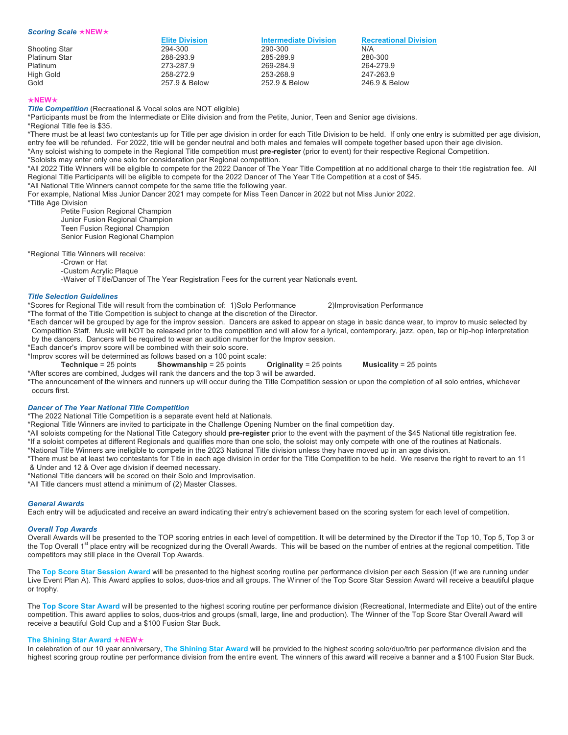### *Scoring Scale* ★NEW★

| | Elite Division | Intermediate Division | Recreational Division |
|---|---|---|---|
| Shooting Star | 294-300 | 290-300 | N/A |
| Platinum Star | 288-293.9 | 285-289.9 | 280-300 |
| Platinum | 273-287.9 | 269-284.9 | 264-279.9 |
| High Gold | 258-272.9 | 253-268.9 | 247-263.9 |
| Gold | 257.9 & Below | 252.9 & Below | 246.9 & Below |

★NEW★

***Title Competition*** (Recreational & Vocal solos are NOT eligible)

*Participants must be from the Intermediate or Elite division and from the Petite, Junior, Teen and Senior age divisions.

*Regional Title fee is $35.

*There must be at least two contestants up for Title per age division in order for each Title Division to be held. If only one entry is submitted per age division, entry fee will be refunded. For 2022, title will be gender neutral and both males and females will compete together based upon their age division.

*Any soloist wishing to compete in the Regional Title competition must **pre-register** (prior to event) for their respective Regional Competition.

*Soloists may enter only one solo for consideration per Regional competition.

*All 2022 Title Winners will be eligible to compete for the 2022 Dancer of The Year Title Competition at no additional charge to their title registration fee. All Regional Title Participants will be eligible to compete for the 2022 Dancer of The Year Title Competition at a cost of $45.

*All National Title Winners cannot compete for the same title the following year.

For example, National Miss Junior Dancer 2021 may compete for Miss Teen Dancer in 2022 but not Miss Junior 2022.

*Title Age Division

Petite Fusion Regional Champion
Junior Fusion Regional Champion
Teen Fusion Regional Champion
Senior Fusion Regional Champion

*Regional Title Winners will receive:

-Crown or Hat
-Custom Acrylic Plaque
-Waiver of Title/Dancer of The Year Registration Fees for the current year Nationals event.

### *Title Selection Guidelines*

*Scores for Regional Title will result from the combination of: 1)Solo Performance 2)Improvisation Performance

*The format of the Title Competition is subject to change at the discretion of the Director.

*Each dancer will be grouped by age for the improv session. Dancers are asked to appear on stage in basic dance wear, to improv to music selected by Competition Staff. Music will NOT be released prior to the competition and will allow for a lyrical, contemporary, jazz, open, tap or hip-hop interpretation by the dancers. Dancers will be required to wear an audition number for the Improv session.

*Each dancer's improv score will be combined with their solo score.

*Improv scores will be determined as follows based on a 100 point scale:

**Technique** = 25 points **Showmanship** = 25 points **Originality** = 25 points **Musicality** = 25 points

*After scores are combined, Judges will rank the dancers and the top 3 will be awarded.

*The announcement of the winners and runners up will occur during the Title Competition session or upon the completion of all solo entries, whichever occurs first.

### *Dancer of The Year National Title Competition*

*The 2022 National Title Competition is a separate event held at Nationals.

*Regional Title Winners are invited to participate in the Challenge Opening Number on the final competition day.

*All soloists competing for the National Title Category should **pre-register** prior to the event with the payment of the $45 National title registration fee.

*If a soloist competes at different Regionals and qualifies more than one solo, the soloist may only compete with one of the routines at Nationals.

*National Title Winners are ineligible to compete in the 2023 National Title division unless they have moved up in an age division.

*There must be at least two contestants for Title in each age division in order for the Title Competition to be held. We reserve the right to revert to an 11 & Under and 12 & Over age division if deemed necessary.

*National Title dancers will be scored on their Solo and Improvisation.

*All Title dancers must attend a minimum of (2) Master Classes.

### *General Awards*

Each entry will be adjudicated and receive an award indicating their entry's achievement based on the scoring system for each level of competition.

### *Overall Top Awards*

Overall Awards will be presented to the TOP scoring entries in each level of competition. It will be determined by the Director if the Top 10, Top 5, Top 3 or the Top Overall 1st place entry will be recognized during the Overall Awards. This will be based on the number of entries at the regional competition. Title competitors may still place in the Overall Top Awards.

The **Top Score Star Session Award** will be presented to the highest scoring routine per performance division per each Session (if we are running under Live Event Plan A). This Award applies to solos, duos-trios and all groups. The Winner of the Top Score Star Session Award will receive a beautiful plaque or trophy.

The **Top Score Star Award** will be presented to the highest scoring routine per performance division (Recreational, Intermediate and Elite) out of the entire competition. This award applies to solos, duos-trios and groups (small, large, line and production). The Winner of the Top Score Star Overall Award will receive a beautiful Gold Cup and a $100 Fusion Star Buck.

### The Shining Star Award ★NEW★

In celebration of our 10 year anniversary, **The Shining Star Award** will be provided to the highest scoring solo/duo/trio per performance division and the highest scoring group routine per performance division from the entire event. The winners of this award will receive a banner and a $100 Fusion Star Buck.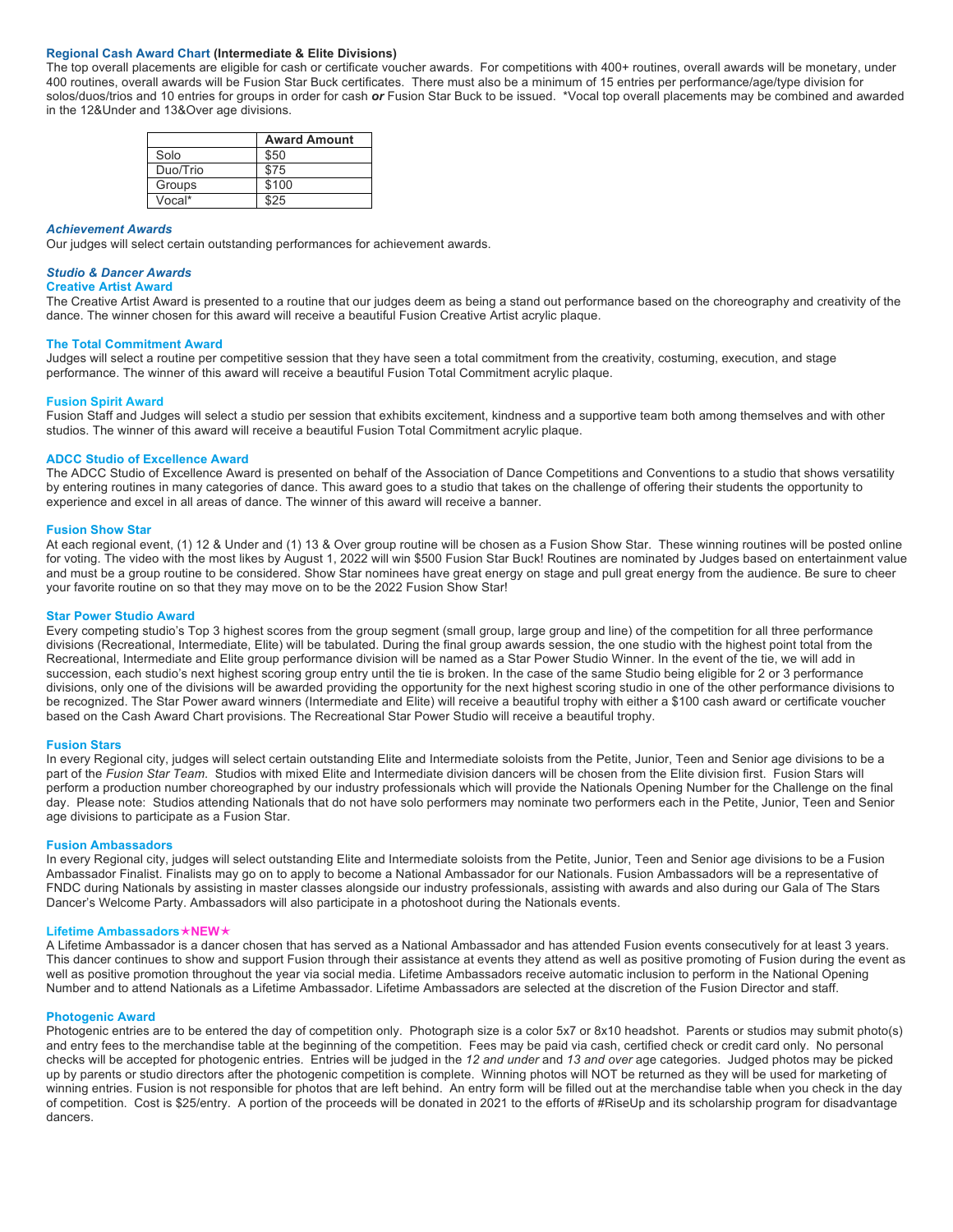### Regional Cash Award Chart (Intermediate & Elite Divisions)

The top overall placements are eligible for cash or certificate voucher awards. For competitions with 400+ routines, overall awards will be monetary, under 400 routines, overall awards will be Fusion Star Buck certificates. There must also be a minimum of 15 entries per performance/age/type division for solos/duos/trios and 10 entries for groups in order for cash ***or*** Fusion Star Buck to be issued. *Vocal top overall placements may be combined and awarded in the 12&Under and 13&Over age divisions.

| | Award Amount |
|---|---|
| Solo | $50 |
| Duo/Trio | $75 |
| Groups | $100 |
| Vocal* | $25 |

### *Achievement Awards*

Our judges will select certain outstanding performances for achievement awards.

### *Studio & Dancer Awards*

#### Creative Artist Award

The Creative Artist Award is presented to a routine that our judges deem as being a stand out performance based on the choreography and creativity of the dance. The winner chosen for this award will receive a beautiful Fusion Creative Artist acrylic plaque.

#### The Total Commitment Award

Judges will select a routine per competitive session that they have seen a total commitment from the creativity, costuming, execution, and stage performance. The winner of this award will receive a beautiful Fusion Total Commitment acrylic plaque.

#### Fusion Spirit Award

Fusion Staff and Judges will select a studio per session that exhibits excitement, kindness and a supportive team both among themselves and with other studios. The winner of this award will receive a beautiful Fusion Total Commitment acrylic plaque.

#### ADCC Studio of Excellence Award

The ADCC Studio of Excellence Award is presented on behalf of the Association of Dance Competitions and Conventions to a studio that shows versatility by entering routines in many categories of dance. This award goes to a studio that takes on the challenge of offering their students the opportunity to experience and excel in all areas of dance. The winner of this award will receive a banner.

#### Fusion Show Star

At each regional event, (1) 12 & Under and (1) 13 & Over group routine will be chosen as a Fusion Show Star. These winning routines will be posted online for voting. The video with the most likes by August 1, 2022 will win $500 Fusion Star Buck! Routines are nominated by Judges based on entertainment value and must be a group routine to be considered. Show Star nominees have great energy on stage and pull great energy from the audience. Be sure to cheer your favorite routine on so that they may move on to be the 2022 Fusion Show Star!

#### Star Power Studio Award

Every competing studio's Top 3 highest scores from the group segment (small group, large group and line) of the competition for all three performance divisions (Recreational, Intermediate, Elite) will be tabulated. During the final group awards session, the one studio with the highest point total from the Recreational, Intermediate and Elite group performance division will be named as a Star Power Studio Winner. In the event of the tie, we will add in succession, each studio's next highest scoring group entry until the tie is broken. In the case of the same Studio being eligible for 2 or 3 performance divisions, only one of the divisions will be awarded providing the opportunity for the next highest scoring studio in one of the other performance divisions to be recognized. The Star Power award winners (Intermediate and Elite) will receive a beautiful trophy with either a $100 cash award or certificate voucher based on the Cash Award Chart provisions. The Recreational Star Power Studio will receive a beautiful trophy.

#### Fusion Stars

In every Regional city, judges will select certain outstanding Elite and Intermediate soloists from the Petite, Junior, Teen and Senior age divisions to be a part of the *Fusion Star Team.* Studios with mixed Elite and Intermediate division dancers will be chosen from the Elite division first. Fusion Stars will perform a production number choreographed by our industry professionals which will provide the Nationals Opening Number for the Challenge on the final day. Please note: Studios attending Nationals that do not have solo performers may nominate two performers each in the Petite, Junior, Teen and Senior age divisions to participate as a Fusion Star.

#### Fusion Ambassadors

In every Regional city, judges will select outstanding Elite and Intermediate soloists from the Petite, Junior, Teen and Senior age divisions to be a Fusion Ambassador Finalist. Finalists may go on to apply to become a National Ambassador for our Nationals. Fusion Ambassadors will be a representative of FNDC during Nationals by assisting in master classes alongside our industry professionals, assisting with awards and also during our Gala of The Stars Dancer's Welcome Party. Ambassadors will also participate in a photoshoot during the Nationals events.

#### Lifetime Ambassadors ★NEW★

A Lifetime Ambassador is a dancer chosen that has served as a National Ambassador and has attended Fusion events consecutively for at least 3 years. This dancer continues to show and support Fusion through their assistance at events they attend as well as positive promoting of Fusion during the event as well as positive promotion throughout the year via social media. Lifetime Ambassadors receive automatic inclusion to perform in the National Opening Number and to attend Nationals as a Lifetime Ambassador. Lifetime Ambassadors are selected at the discretion of the Fusion Director and staff.

#### Photogenic Award

Photogenic entries are to be entered the day of competition only. Photograph size is a color 5x7 or 8x10 headshot. Parents or studios may submit photo(s) and entry fees to the merchandise table at the beginning of the competition. Fees may be paid via cash, certified check or credit card only. No personal checks will be accepted for photogenic entries. Entries will be judged in the *12 and under* and *13 and over* age categories. Judged photos may be picked up by parents or studio directors after the photogenic competition is complete. Winning photos will NOT be returned as they will be used for marketing of winning entries. Fusion is not responsible for photos that are left behind. An entry form will be filled out at the merchandise table when you check in the day of competition. Cost is $25/entry. A portion of the proceeds will be donated in 2021 to the efforts of #RiseUp and its scholarship program for disadvantage dancers.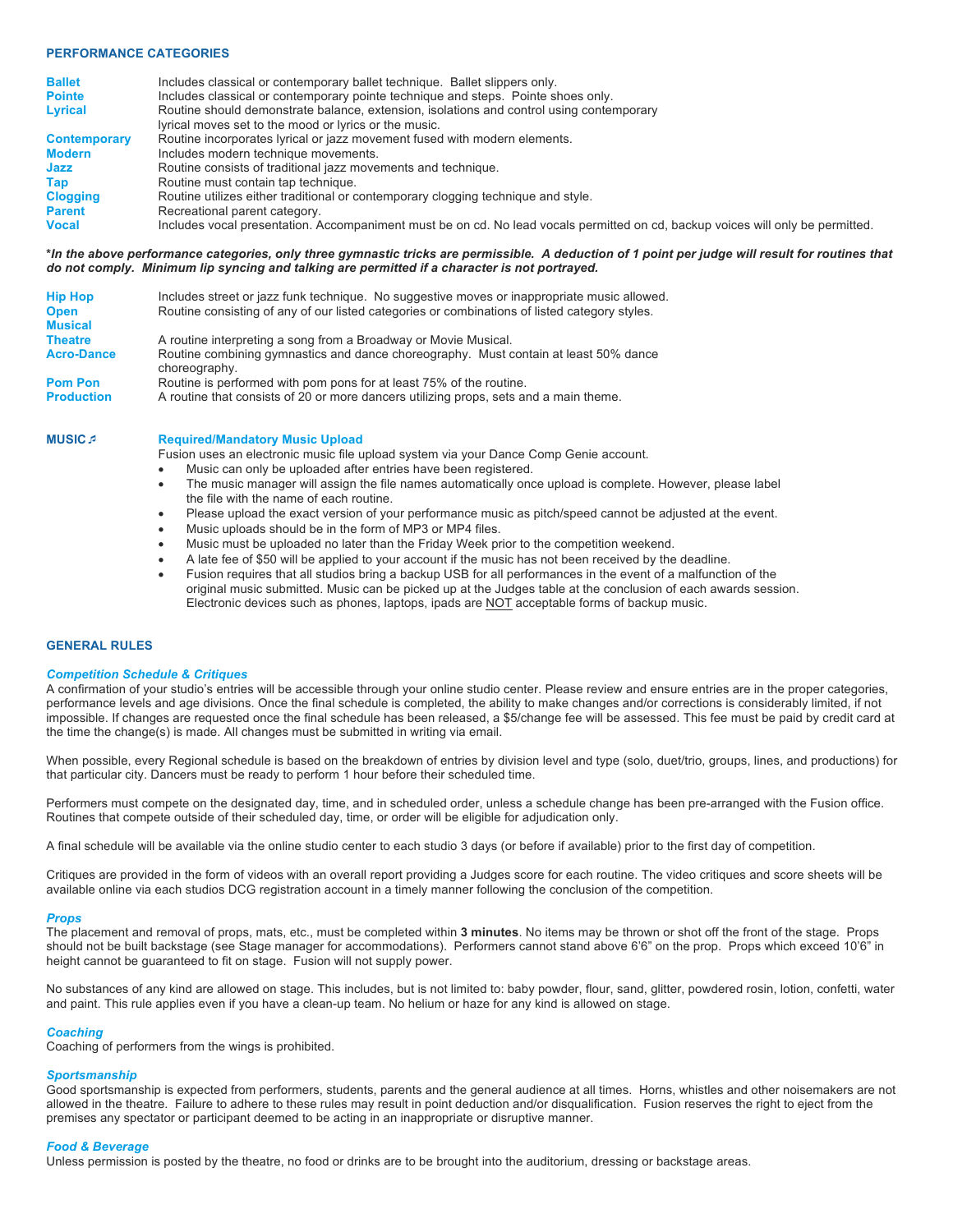## PERFORMANCE CATEGORIES

| | |
|---|---|
| **Ballet** | Includes classical or contemporary ballet technique. Ballet slippers only. |
| **Pointe** | Includes classical or contemporary pointe technique and steps. Pointe shoes only. |
| **Lyrical** | Routine should demonstrate balance, extension, isolations and control using contemporary lyrical moves set to the mood or lyrics or the music. |
| **Contemporary** | Routine incorporates lyrical or jazz movement fused with modern elements. |
| **Modern** | Includes modern technique movements. |
| **Jazz** | Routine consists of traditional jazz movements and technique. |
| **Tap** | Routine must contain tap technique. |
| **Clogging** | Routine utilizes either traditional or contemporary clogging technique and style. |
| **Parent** | Recreational parent category. |
| **Vocal** | Includes vocal presentation. Accompaniment must be on cd. No lead vocals permitted on cd, backup voices will only be permitted. |

***In the above performance categories, only three gymnastic tricks are permissible. A deduction of 1 point per judge will result for routines that do not comply. Minimum lip syncing and talking are permitted if a character is not portrayed.***

| | |
|---|---|
| **Hip Hop** | Includes street or jazz funk technique. No suggestive moves or inappropriate music allowed. |
| **Open** | Routine consisting of any of our listed categories or combinations of listed category styles. |
| **Musical Theatre** | A routine interpreting a song from a Broadway or Movie Musical. |
| **Acro-Dance** | Routine combining gymnastics and dance choreography. Must contain at least 50% dance choreography. |
| **Pom Pon** | Routine is performed with pom pons for at least 75% of the routine. |
| **Production** | A routine that consists of 20 or more dancers utilizing props, sets and a main theme. |

## MUSIC ♬

**Required/Mandatory Music Upload**

Fusion uses an electronic music file upload system via your Dance Comp Genie account.

- Music can only be uploaded after entries have been registered.
- The music manager will assign the file names automatically once upload is complete. However, please label the file with the name of each routine.
- Please upload the exact version of your performance music as pitch/speed cannot be adjusted at the event.
- Music uploads should be in the form of MP3 or MP4 files.
- Music must be uploaded no later than the Friday Week prior to the competition weekend.
- A late fee of $50 will be applied to your account if the music has not been received by the deadline.
- Fusion requires that all studios bring a backup USB for all performances in the event of a malfunction of the original music submitted. Music can be picked up at the Judges table at the conclusion of each awards session. Electronic devices such as phones, laptops, ipads are NOT acceptable forms of backup music.

## GENERAL RULES

### *Competition Schedule & Critiques*

A confirmation of your studio's entries will be accessible through your online studio center. Please review and ensure entries are in the proper categories, performance levels and age divisions. Once the final schedule is completed, the ability to make changes and/or corrections is considerably limited, if not impossible. If changes are requested once the final schedule has been released, a $5/change fee will be assessed. This fee must be paid by credit card at the time the change(s) is made. All changes must be submitted in writing via email.

When possible, every Regional schedule is based on the breakdown of entries by division level and type (solo, duet/trio, groups, lines, and productions) for that particular city. Dancers must be ready to perform 1 hour before their scheduled time.

Performers must compete on the designated day, time, and in scheduled order, unless a schedule change has been pre-arranged with the Fusion office. Routines that compete outside of their scheduled day, time, or order will be eligible for adjudication only.

A final schedule will be available via the online studio center to each studio 3 days (or before if available) prior to the first day of competition.

Critiques are provided in the form of videos with an overall report providing a Judges score for each routine. The video critiques and score sheets will be available online via each studios DCG registration account in a timely manner following the conclusion of the competition.

### *Props*

The placement and removal of props, mats, etc., must be completed within **3 minutes**. No items may be thrown or shot off the front of the stage. Props should not be built backstage (see Stage manager for accommodations). Performers cannot stand above 6'6" on the prop. Props which exceed 10'6" in height cannot be guaranteed to fit on stage. Fusion will not supply power.

No substances of any kind are allowed on stage. This includes, but is not limited to: baby powder, flour, sand, glitter, powdered rosin, lotion, confetti, water and paint. This rule applies even if you have a clean-up team. No helium or haze for any kind is allowed on stage.

### *Coaching*

Coaching of performers from the wings is prohibited.

### *Sportsmanship*

Good sportsmanship is expected from performers, students, parents and the general audience at all times. Horns, whistles and other noisemakers are not allowed in the theatre. Failure to adhere to these rules may result in point deduction and/or disqualification. Fusion reserves the right to eject from the premises any spectator or participant deemed to be acting in an inappropriate or disruptive manner.

### *Food & Beverage*

Unless permission is posted by the theatre, no food or drinks are to be brought into the auditorium, dressing or backstage areas.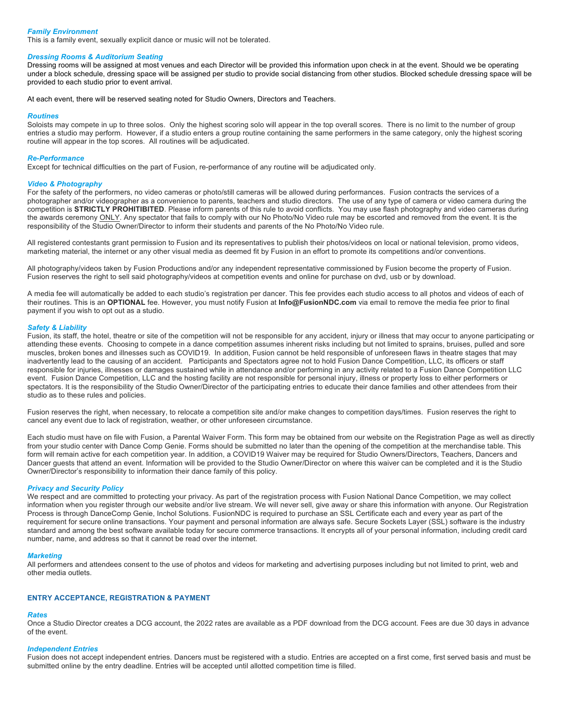### *Family Environment*

This is a family event, sexually explicit dance or music will not be tolerated.

### *Dressing Rooms & Auditorium Seating*

Dressing rooms will be assigned at most venues and each Director will be provided this information upon check in at the event. Should we be operating under a block schedule, dressing space will be assigned per studio to provide social distancing from other studios. Blocked schedule dressing space will be provided to each studio prior to event arrival.

At each event, there will be reserved seating noted for Studio Owners, Directors and Teachers.

### *Routines*

Soloists may compete in up to three solos. Only the highest scoring solo will appear in the top overall scores. There is no limit to the number of group entries a studio may perform. However, if a studio enters a group routine containing the same performers in the same category, only the highest scoring routine will appear in the top scores. All routines will be adjudicated.

### *Re-Performance*

Except for technical difficulties on the part of Fusion, re-performance of any routine will be adjudicated only.

### *Video & Photography*

For the safety of the performers, no video cameras or photo/still cameras will be allowed during performances. Fusion contracts the services of a photographer and/or videographer as a convenience to parents, teachers and studio directors. The use of any type of camera or video camera during the competition is **STRICTLY PROHIBITIBED**. Please inform parents of this rule to avoid conflicts. You may use flash photography and video cameras during the awards ceremony ONLY. Any spectator that fails to comply with our No Photo/No Video rule may be escorted and removed from the event. It is the responsibility of the Studio Owner/Director to inform their students and parents of the No Photo/No Video rule.

All registered contestants grant permission to Fusion and its representatives to publish their photos/videos on local or national television, promo videos, marketing material, the internet or any other visual media as deemed fit by Fusion in an effort to promote its competitions and/or conventions.

All photography/videos taken by Fusion Productions and/or any independent representative commissioned by Fusion become the property of Fusion. Fusion reserves the right to sell said photography/videos at competition events and online for purchase on dvd, usb or by download.

A media fee will automatically be added to each studio's registration per dancer. This fee provides each studio access to all photos and videos of each of their routines. This is an **OPTIONAL** fee. However, you must notify Fusion at **Info@FusionNDC.com** via email to remove the media fee prior to final payment if you wish to opt out as a studio.

### *Safety & Liability*

Fusion, its staff, the hotel, theatre or site of the competition will not be responsible for any accident, injury or illness that may occur to anyone participating or attending these events. Choosing to compete in a dance competition assumes inherent risks including but not limited to sprains, bruises, pulled and sore muscles, broken bones and illnesses such as COVID19. In addition, Fusion cannot be held responsible of unforeseen flaws in theatre stages that may inadvertently lead to the causing of an accident. Participants and Spectators agree not to hold Fusion Dance Competition, LLC, its officers or staff responsible for injuries, illnesses or damages sustained while in attendance and/or performing in any activity related to a Fusion Dance Competition LLC event. Fusion Dance Competition, LLC and the hosting facility are not responsible for personal injury, illness or property loss to either performers or spectators. It is the responsibility of the Studio Owner/Director of the participating entries to educate their dance families and other attendees from their studio as to these rules and policies.

Fusion reserves the right, when necessary, to relocate a competition site and/or make changes to competition days/times. Fusion reserves the right to cancel any event due to lack of registration, weather, or other unforeseen circumstance.

Each studio must have on file with Fusion, a Parental Waiver Form. This form may be obtained from our website on the Registration Page as well as directly from your studio center with Dance Comp Genie. Forms should be submitted no later than the opening of the competition at the merchandise table. This form will remain active for each competition year. In addition, a COVID19 Waiver may be required for Studio Owners/Directors, Teachers, Dancers and Dancer guests that attend an event. Information will be provided to the Studio Owner/Director on where this waiver can be completed and it is the Studio Owner/Director's responsibility to information their dance family of this policy.

### *Privacy and Security Policy*

We respect and are committed to protecting your privacy. As part of the registration process with Fusion National Dance Competition, we may collect information when you register through our website and/or live stream. We will never sell, give away or share this information with anyone. Our Registration Process is through DanceComp Genie, Inchol Solutions. FusionNDC is required to purchase an SSL Certificate each and every year as part of the requirement for secure online transactions. Your payment and personal information are always safe. Secure Sockets Layer (SSL) software is the industry standard and among the best software available today for secure commerce transactions. It encrypts all of your personal information, including credit card number, name, and address so that it cannot be read over the internet.

### *Marketing*

All performers and attendees consent to the use of photos and videos for marketing and advertising purposes including but not limited to print, web and other media outlets.

## ENTRY ACCEPTANCE, REGISTRATION & PAYMENT

### *Rates*

Once a Studio Director creates a DCG account, the 2022 rates are available as a PDF download from the DCG account. Fees are due 30 days in advance of the event.

### *Independent Entries*

Fusion does not accept independent entries. Dancers must be registered with a studio. Entries are accepted on a first come, first served basis and must be submitted online by the entry deadline. Entries will be accepted until allotted competition time is filled.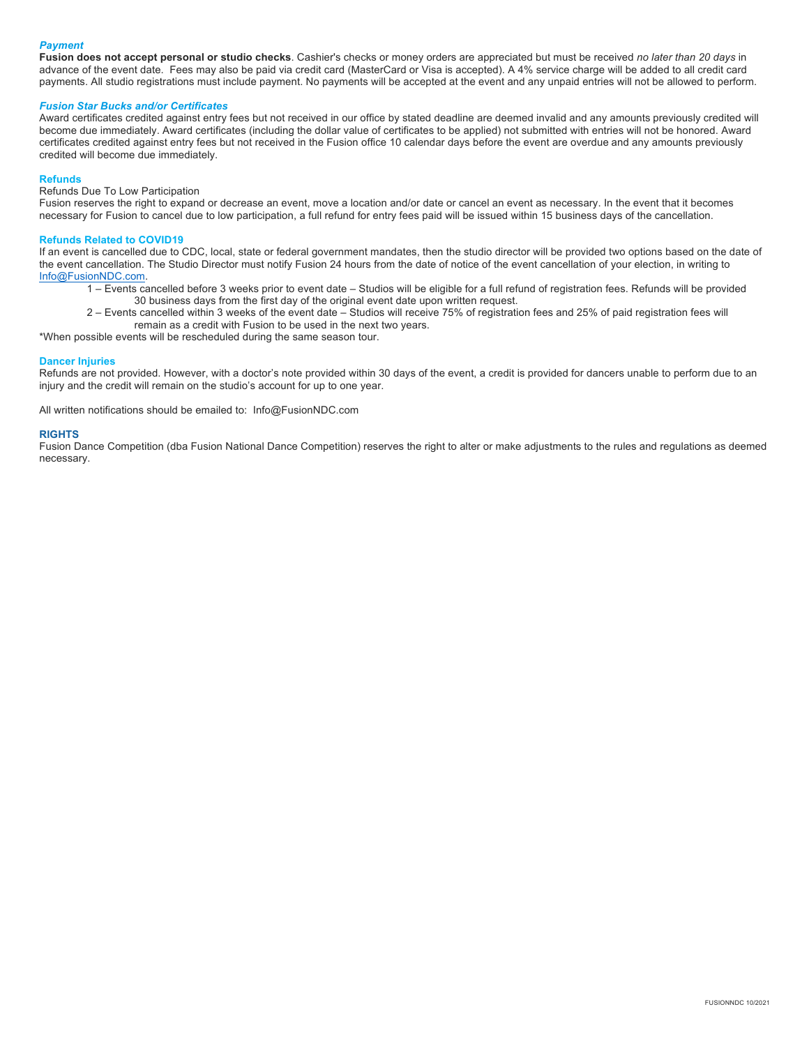### *Payment*

**Fusion does not accept personal or studio checks**. Cashier's checks or money orders are appreciated but must be received *no later than 20 days* in advance of the event date. Fees may also be paid via credit card (MasterCard or Visa is accepted). A 4% service charge will be added to all credit card payments. All studio registrations must include payment. No payments will be accepted at the event and any unpaid entries will not be allowed to perform.

### *Fusion Star Bucks and/or Certificates*

Award certificates credited against entry fees but not received in our office by stated deadline are deemed invalid and any amounts previously credited will become due immediately. Award certificates (including the dollar value of certificates to be applied) not submitted with entries will not be honored. Award certificates credited against entry fees but not received in the Fusion office 10 calendar days before the event are overdue and any amounts previously credited will become due immediately.

### Refunds

Refunds Due To Low Participation

Fusion reserves the right to expand or decrease an event, move a location and/or date or cancel an event as necessary. In the event that it becomes necessary for Fusion to cancel due to low participation, a full refund for entry fees paid will be issued within 15 business days of the cancellation.

### Refunds Related to COVID19

If an event is cancelled due to CDC, local, state or federal government mandates, then the studio director will be provided two options based on the date of the event cancellation. The Studio Director must notify Fusion 24 hours from the date of notice of the event cancellation of your election, in writing to Info@FusionNDC.com.

1 – Events cancelled before 3 weeks prior to event date – Studios will be eligible for a full refund of registration fees. Refunds will be provided 30 business days from the first day of the original event date upon written request.

2 – Events cancelled within 3 weeks of the event date – Studios will receive 75% of registration fees and 25% of paid registration fees will remain as a credit with Fusion to be used in the next two years.

*When possible events will be rescheduled during the same season tour.

### Dancer Injuries

Refunds are not provided. However, with a doctor's note provided within 30 days of the event, a credit is provided for dancers unable to perform due to an injury and the credit will remain on the studio's account for up to one year.

All written notifications should be emailed to: Info@FusionNDC.com

### RIGHTS

Fusion Dance Competition (dba Fusion National Dance Competition) reserves the right to alter or make adjustments to the rules and regulations as deemed necessary.

FUSIONNDC 10/2021